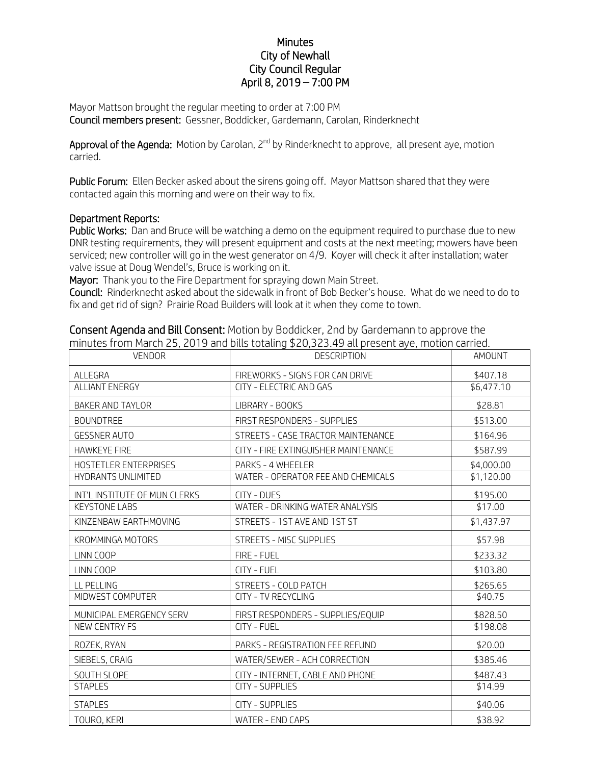# Minutes
# City of Newhall
# City Council Regular
# April 8, 2019 – 7:00 PM

Mayor Mattson brought the regular meeting to order at 7:00 PM

**Council members present:** Gessner, Boddicker, Gardemann, Carolan, Rinderknecht

**Approval of the Agenda:** Motion by Carolan, 2nd by Rinderknecht to approve, all present aye, motion carried.

**Public Forum:** Ellen Becker asked about the sirens going off. Mayor Mattson shared that they were contacted again this morning and were on their way to fix.

**Department Reports:**

**Public Works:** Dan and Bruce will be watching a demo on the equipment required to purchase due to new DNR testing requirements, they will present equipment and costs at the next meeting; mowers have been serviced; new controller will go in the west generator on 4/9. Koyer will check it after installation; water valve issue at Doug Wendel's, Bruce is working on it.

**Mayor:** Thank you to the Fire Department for spraying down Main Street.

**Council:** Rinderknecht asked about the sidewalk in front of Bob Becker's house. What do we need to do to fix and get rid of sign? Prairie Road Builders will look at it when they come to town.

**Consent Agenda and Bill Consent:** Motion by Boddicker, 2nd by Gardemann to approve the minutes from March 25, 2019 and bills totaling $20,323.49 all present aye, motion carried.

| VENDOR | DESCRIPTION | AMOUNT |
|---|---|---|
| ALLEGRA | FIREWORKS - SIGNS FOR CAN DRIVE | $407.18 |
| ALLIANT ENERGY | CITY - ELECTRIC AND GAS | $6,477.10 |
| BAKER AND TAYLOR | LIBRARY - BOOKS | $28.81 |
| BOUNDTREE | FIRST RESPONDERS - SUPPLIES | $513.00 |
| GESSNER AUTO | STREETS - CASE TRACTOR MAINTENANCE | $164.96 |
| HAWKEYE FIRE | CITY - FIRE EXTINGUISHER MAINTENANCE | $587.99 |
| HOSTETLER ENTERPRISES | PARKS - 4 WHEELER | $4,000.00 |
| HYDRANTS UNLIMITED | WATER - OPERATOR FEE AND CHEMICALS | $1,120.00 |
| INT'L INSTITUTE OF MUN CLERKS | CITY - DUES | $195.00 |
| KEYSTONE LABS | WATER - DRINKING WATER ANALYSIS | $17.00 |
| KINZENBAW EARTHMOVING | STREETS - 1ST AVE AND 1ST ST | $1,437.97 |
| KROMMINGA MOTORS | STREETS - MISC SUPPLIES | $57.98 |
| LINN COOP | FIRE - FUEL | $233.32 |
| LINN COOP | CITY - FUEL | $103.80 |
| LL PELLING | STREETS - COLD PATCH | $265.65 |
| MIDWEST COMPUTER | CITY - TV RECYCLING | $40.75 |
| MUNICIPAL EMERGENCY SERV | FIRST RESPONDERS - SUPPLIES/EQUIP | $828.50 |
| NEW CENTRY FS | CITY - FUEL | $198.08 |
| ROZEK, RYAN | PARKS - REGISTRATION FEE REFUND | $20.00 |
| SIEBELS, CRAIG | WATER/SEWER - ACH CORRECTION | $385.46 |
| SOUTH SLOPE | CITY - INTERNET, CABLE AND PHONE | $487.43 |
| STAPLES | CITY - SUPPLIES | $14.99 |
| STAPLES | CITY - SUPPLIES | $40.06 |
| TOURO, KERI | WATER - END CAPS | $38.92 |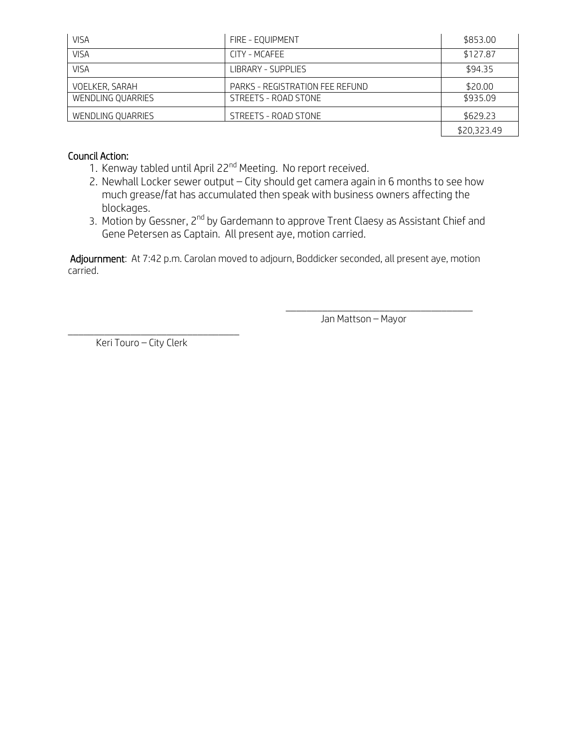| | | |
|---|---|---|
| VISA | FIRE - EQUIPMENT | \$853.00 |
| VISA | CITY - MCAFEE | \$127.87 |
| VISA | LIBRARY - SUPPLIES | \$94.35 |
| VOELKER, SARAH | PARKS - REGISTRATION FEE REFUND | \$20.00 |
| WENDLING QUARRIES | STREETS - ROAD STONE | \$935.09 |
| WENDLING QUARRIES | STREETS - ROAD STONE | \$629.23 |
| | | \$20,323.49 |

**Council Action:**

1. Kenway tabled until April 22nd Meeting. No report received.
2. Newhall Locker sewer output – City should get camera again in 6 months to see how much grease/fat has accumulated then speak with business owners affecting the blockages.
3. Motion by Gessner, 2nd by Gardemann to approve Trent Claesy as Assistant Chief and Gene Petersen as Captain. All present aye, motion carried.

**Adjournment**: At 7:42 p.m. Carolan moved to adjourn, Boddicker seconded, all present aye, motion carried.

\_\_\_\_\_\_\_\_\_\_\_\_\_\_\_\_\_\_\_\_\_\_\_\_\_\_\_\_\_\_\_\_\_\_\_\_\_\_
Jan Mattson – Mayor

\_\_\_\_\_\_\_\_\_\_\_\_\_\_\_\_\_\_\_\_\_\_\_\_\_\_\_\_\_\_\_\_\_\_\_\_\_\_
Keri Touro – City Clerk